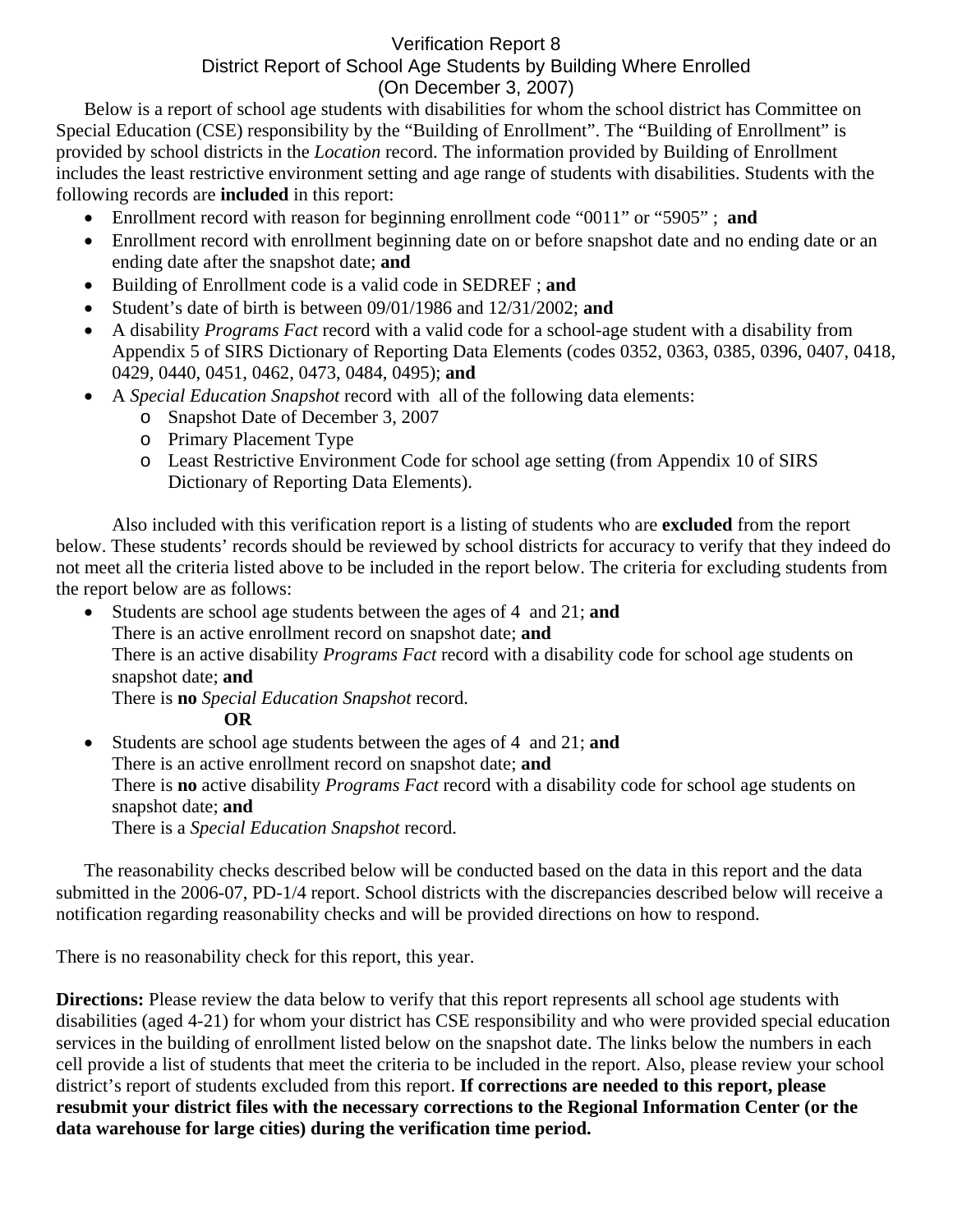# Verification Report 8
## District Report of School Age Students by Building Where Enrolled
## (On December 3, 2007)

Below is a report of school age students with disabilities for whom the school district has Committee on Special Education (CSE) responsibility by the "Building of Enrollment". The "Building of Enrollment" is provided by school districts in the *Location* record. The information provided by Building of Enrollment includes the least restrictive environment setting and age range of students with disabilities. Students with the following records are **included** in this report:

- Enrollment record with reason for beginning enrollment code "0011" or "5905" ; **and**
- Enrollment record with enrollment beginning date on or before snapshot date and no ending date or an ending date after the snapshot date; **and**
- Building of Enrollment code is a valid code in SEDREF ; **and**
- Student's date of birth is between 09/01/1986 and 12/31/2002; **and**
- A disability *Programs Fact* record with a valid code for a school-age student with a disability from Appendix 5 of SIRS Dictionary of Reporting Data Elements (codes 0352, 0363, 0385, 0396, 0407, 0418, 0429, 0440, 0451, 0462, 0473, 0484, 0495); **and**
- A *Special Education Snapshot* record with all of the following data elements:
  - Snapshot Date of December 3, 2007
  - Primary Placement Type
  - Least Restrictive Environment Code for school age setting (from Appendix 10 of SIRS Dictionary of Reporting Data Elements).

Also included with this verification report is a listing of students who are **excluded** from the report below. These students' records should be reviewed by school districts for accuracy to verify that they indeed do not meet all the criteria listed above to be included in the report below. The criteria for excluding students from the report below are as follows:

- Students are school age students between the ages of 4 and 21; **and**
  There is an active enrollment record on snapshot date; **and**
  There is an active disability *Programs Fact* record with a disability code for school age students on snapshot date; **and**
  There is **no** *Special Education Snapshot* record.
  **OR**
- Students are school age students between the ages of 4 and 21; **and**
  There is an active enrollment record on snapshot date; **and**
  There is **no** active disability *Programs Fact* record with a disability code for school age students on snapshot date; **and**
  There is a *Special Education Snapshot* record.

The reasonability checks described below will be conducted based on the data in this report and the data submitted in the 2006-07, PD-1/4 report. School districts with the discrepancies described below will receive a notification regarding reasonability checks and will be provided directions on how to respond.

There is no reasonability check for this report, this year.

**Directions:** Please review the data below to verify that this report represents all school age students with disabilities (aged 4-21) for whom your district has CSE responsibility and who were provided special education services in the building of enrollment listed below on the snapshot date. The links below the numbers in each cell provide a list of students that meet the criteria to be included in the report. Also, please review your school district's report of students excluded from this report. **If corrections are needed to this report, please resubmit your district files with the necessary corrections to the Regional Information Center (or the data warehouse for large cities) during the verification time period.**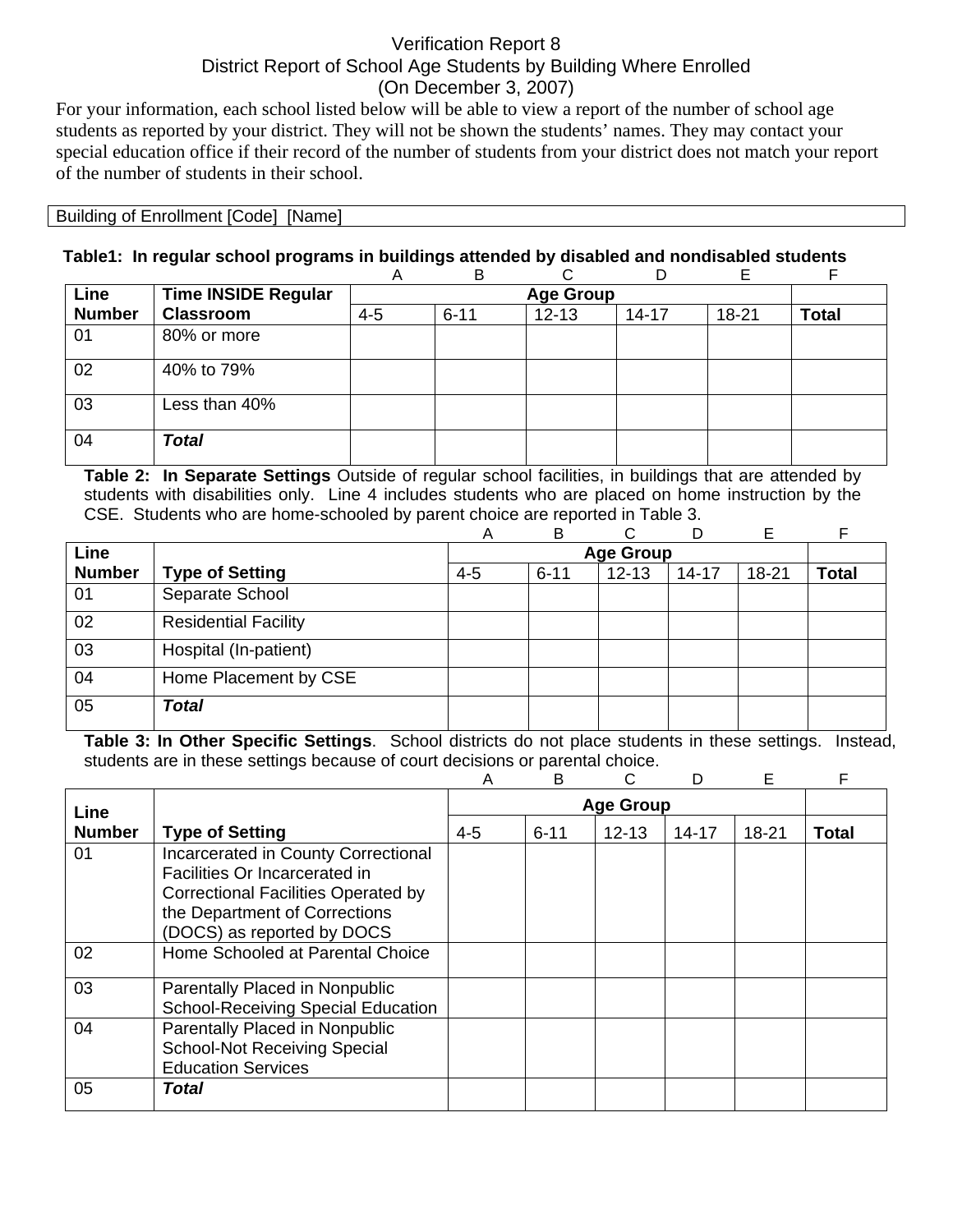Verification Report 8
District Report of School Age Students by Building Where Enrolled
(On December 3, 2007)

For your information, each school listed below will be able to view a report of the number of school age students as reported by your district. They will not be shown the students' names. They may contact your special education office if their record of the number of students from your district does not match your report of the number of students in their school.

Building of Enrollment [Code] [Name]

**Table1: In regular school programs in buildings attended by disabled and nondisabled students**

| | | A | B | C | D | E | F |
|---|---|---|---|---|---|---|---|
| **Line Number** | **Time INSIDE Regular Classroom** | **Age Group** | | | | | |
| | | 4-5 | 6-11 | 12-13 | 14-17 | 18-21 | **Total** |
| 01 | 80% or more | | | | | | |
| 02 | 40% to 79% | | | | | | |
| 03 | Less than 40% | | | | | | |
| 04 | ***Total*** | | | | | | |

**Table 2: In Separate Settings** Outside of regular school facilities, in buildings that are attended by students with disabilities only. Line 4 includes students who are placed on home instruction by the CSE. Students who are home-schooled by parent choice are reported in Table 3.

| | | A | B | C | D | E | F |
|---|---|---|---|---|---|---|---|
| **Line Number** | **Type of Setting** | **Age Group** | | | | | |
| | | 4-5 | 6-11 | 12-13 | 14-17 | 18-21 | **Total** |
| 01 | Separate School | | | | | | |
| 02 | Residential Facility | | | | | | |
| 03 | Hospital (In-patient) | | | | | | |
| 04 | Home Placement by CSE | | | | | | |
| 05 | ***Total*** | | | | | | |

**Table 3: In Other Specific Settings**. School districts do not place students in these settings. Instead, students are in these settings because of court decisions or parental choice.

| | | A | B | C | D | E | F |
|---|---|---|---|---|---|---|---|
| **Line Number** | **Type of Setting** | **Age Group** | | | | | |
| | | 4-5 | 6-11 | 12-13 | 14-17 | 18-21 | **Total** |
| 01 | Incarcerated in County Correctional Facilities Or Incarcerated in Correctional Facilities Operated by the Department of Corrections (DOCS) as reported by DOCS | | | | | | |
| 02 | Home Schooled at Parental Choice | | | | | | |
| 03 | Parentally Placed in Nonpublic School-Receiving Special Education | | | | | | |
| 04 | Parentally Placed in Nonpublic School-Not Receiving Special Education Services | | | | | | |
| 05 | ***Total*** | | | | | | |